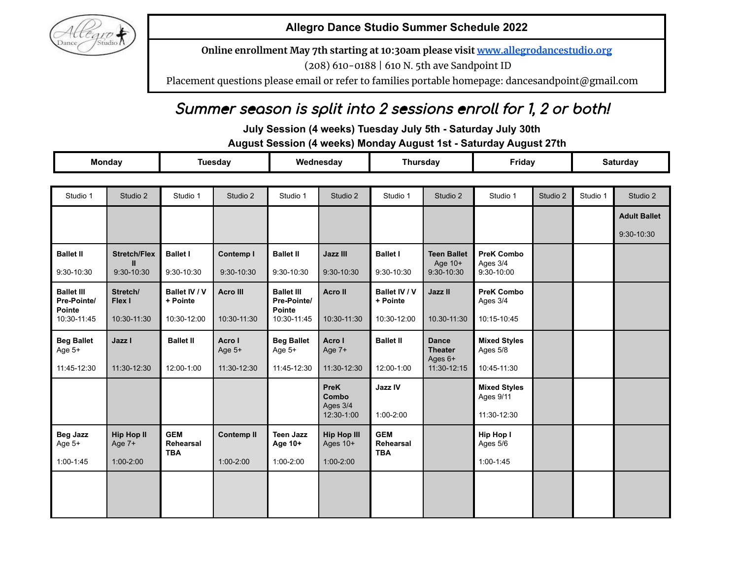# Allegro Dance Studio Summer Schedule 2022

**Online enrollment May 7th starting at 10:30am please visit www.allegrodancestudio.org**

(208) 610-0188 | 610 N. 5th ave Sandpoint ID

Placement questions please email or refer to families portable homepage: dancesandpoint@gmail.com

## *Summer season is split into 2 sessions enroll for 1, 2 or both!*

**July Session (4 weeks) Tuesday July 5th - Saturday July 30th**

**August Session (4 weeks) Monday August 1st - Saturday August 27th**

| Monday | | Tuesday | | Wednesday | | Thursday | | Friday | | Saturday | |
|---|---|---|---|---|---|---|---|---|---|---|---|
| Studio 1 | Studio 2 | Studio 1 | Studio 2 | Studio 1 | Studio 2 | Studio 1 | Studio 2 | Studio 1 | Studio 2 | Studio 1 | Studio 2 |
| | | | | | | | | | | | **Adult Ballet** 9:30-10:30 |
| **Ballet II** 9:30-10:30 | **Stretch/Flex II** 9:30-10:30 | **Ballet I** 9:30-10:30 | **Contemp I** 9:30-10:30 | **Ballet II** 9:30-10:30 | **Jazz III** 9:30-10:30 | **Ballet I** 9:30-10:30 | **Teen Ballet** Age 10+ 9:30-10:30 | **PreK Combo** Ages 3/4 9:30-10:00 | | | |
| **Ballet III Pre-Pointe/ Pointe** 10:30-11:45 | **Stretch/ Flex I** 10:30-11:30 | **Ballet IV / V + Pointe** 10:30-12:00 | **Acro III** 10:30-11:30 | **Ballet III Pre-Pointe/ Pointe** 10:30-11:45 | **Acro II** 10:30-11:30 | **Ballet IV / V + Pointe** 10:30-12:00 | **Jazz II** 10.30-11:30 | **PreK Combo** Ages 3/4 10:15-10:45 | | | |
| **Beg Ballet** Age 5+ 11:45-12:30 | **Jazz I** 11:30-12:30 | **Ballet II** 12:00-1:00 | **Acro I** Age 5+ 11:30-12:30 | **Beg Ballet** Age 5+ 11:45-12:30 | **Acro I** Age 7+ 11:30-12:30 | **Ballet II** 12:00-1:00 | **Dance Theater** Ages 6+ 11:30-12:15 | **Mixed Styles** Ages 5/8 10:45-11:30 | | | |
| | | | | | **PreK Combo** Ages 3/4 12:30-1:00 | **Jazz IV** 1:00-2:00 | | **Mixed Styles** Ages 9/11 11:30-12:30 | | | |
| **Beg Jazz** Age 5+ 1:00-1:45 | **Hip Hop II** Age 7+ 1:00-2:00 | **GEM Rehearsal TBA** | **Contemp II** 1:00-2:00 | **Teen Jazz Age 10+** 1:00-2:00 | **Hip Hop III** Ages 10+ 1:00-2:00 | **GEM Rehearsal TBA** | | **Hip Hop I** Ages 5/6 1:00-1:45 | | | |
| | | | | | | | | | | | |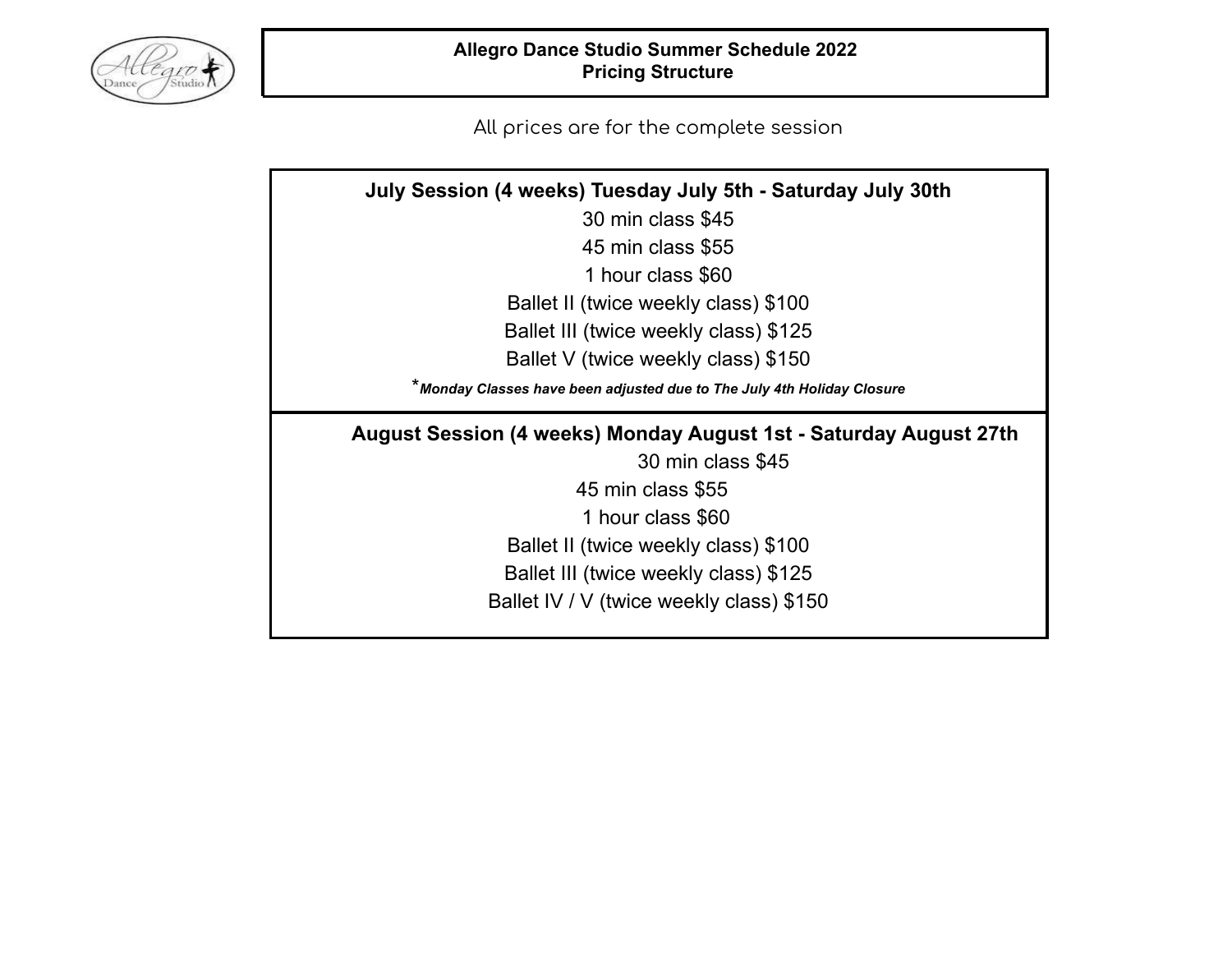# Allegro Dance Studio Summer Schedule 2022
## Pricing Structure

All prices are for the complete session

**July Session (4 weeks) Tuesday July 5th - Saturday July 30th**

30 min class $45

45 min class $55

1 hour class $60

Ballet II (twice weekly class) $100

Ballet III (twice weekly class) $125

Ballet V (twice weekly class) $150

****Monday Classes have been adjusted due to The July 4th Holiday Closure***

**August Session (4 weeks) Monday August 1st - Saturday August 27th**

30 min class $45

45 min class $55

1 hour class $60

Ballet II (twice weekly class) $100

Ballet III (twice weekly class) $125

Ballet IV / V (twice weekly class) $150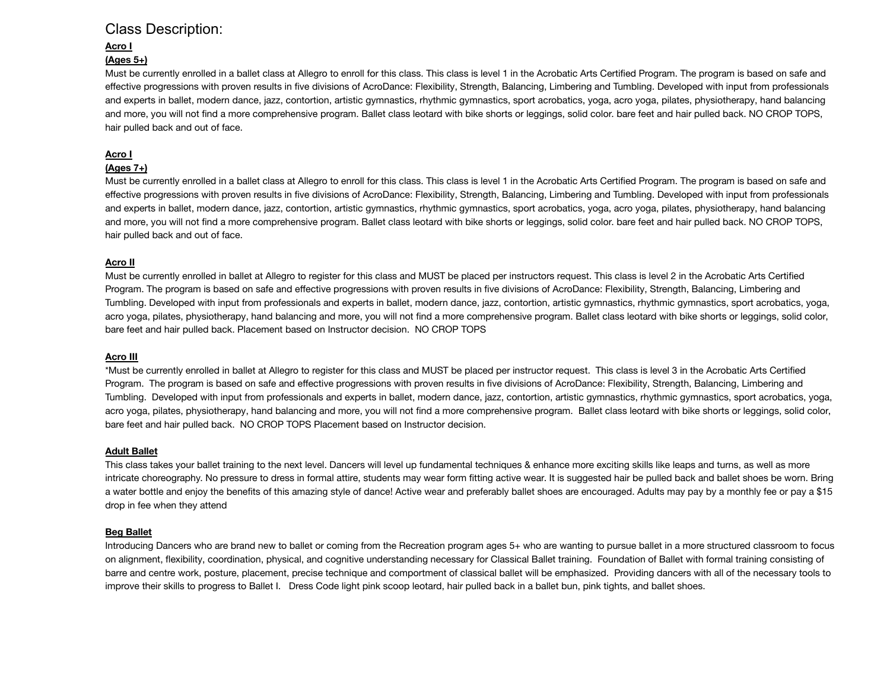# Class Description:

**Acro I**
**(Ages 5+)**

Must be currently enrolled in a ballet class at Allegro to enroll for this class. This class is level 1 in the Acrobatic Arts Certified Program. The program is based on safe and effective progressions with proven results in five divisions of AcroDance: Flexibility, Strength, Balancing, Limbering and Tumbling. Developed with input from professionals and experts in ballet, modern dance, jazz, contortion, artistic gymnastics, rhythmic gymnastics, sport acrobatics, yoga, acro yoga, pilates, physiotherapy, hand balancing and more, you will not find a more comprehensive program. Ballet class leotard with bike shorts or leggings, solid color. bare feet and hair pulled back. NO CROP TOPS, hair pulled back and out of face.

**Acro I**
**(Ages 7+)**

Must be currently enrolled in a ballet class at Allegro to enroll for this class. This class is level 1 in the Acrobatic Arts Certified Program. The program is based on safe and effective progressions with proven results in five divisions of AcroDance: Flexibility, Strength, Balancing, Limbering and Tumbling. Developed with input from professionals and experts in ballet, modern dance, jazz, contortion, artistic gymnastics, rhythmic gymnastics, sport acrobatics, yoga, acro yoga, pilates, physiotherapy, hand balancing and more, you will not find a more comprehensive program. Ballet class leotard with bike shorts or leggings, solid color. bare feet and hair pulled back. NO CROP TOPS, hair pulled back and out of face.

**Acro II**

Must be currently enrolled in ballet at Allegro to register for this class and MUST be placed per instructors request. This class is level 2 in the Acrobatic Arts Certified Program. The program is based on safe and effective progressions with proven results in five divisions of AcroDance: Flexibility, Strength, Balancing, Limbering and Tumbling. Developed with input from professionals and experts in ballet, modern dance, jazz, contortion, artistic gymnastics, rhythmic gymnastics, sport acrobatics, yoga, acro yoga, pilates, physiotherapy, hand balancing and more, you will not find a more comprehensive program. Ballet class leotard with bike shorts or leggings, solid color, bare feet and hair pulled back. Placement based on Instructor decision. NO CROP TOPS

**Acro III**

*Must be currently enrolled in ballet at Allegro to register for this class and MUST be placed per instructor request. This class is level 3 in the Acrobatic Arts Certified Program. The program is based on safe and effective progressions with proven results in five divisions of AcroDance: Flexibility, Strength, Balancing, Limbering and Tumbling. Developed with input from professionals and experts in ballet, modern dance, jazz, contortion, artistic gymnastics, rhythmic gymnastics, sport acrobatics, yoga, acro yoga, pilates, physiotherapy, hand balancing and more, you will not find a more comprehensive program. Ballet class leotard with bike shorts or leggings, solid color, bare feet and hair pulled back. NO CROP TOPS Placement based on Instructor decision.

**Adult Ballet**

This class takes your ballet training to the next level. Dancers will level up fundamental techniques & enhance more exciting skills like leaps and turns, as well as more intricate choreography. No pressure to dress in formal attire, students may wear form fitting active wear. It is suggested hair be pulled back and ballet shoes be worn. Bring a water bottle and enjoy the benefits of this amazing style of dance! Active wear and preferably ballet shoes are encouraged. Adults may pay by a monthly fee or pay a $15 drop in fee when they attend

**Beg Ballet**

Introducing Dancers who are brand new to ballet or coming from the Recreation program ages 5+ who are wanting to pursue ballet in a more structured classroom to focus on alignment, flexibility, coordination, physical, and cognitive understanding necessary for Classical Ballet training. Foundation of Ballet with formal training consisting of barre and centre work, posture, placement, precise technique and comportment of classical ballet will be emphasized. Providing dancers with all of the necessary tools to improve their skills to progress to Ballet I. Dress Code light pink scoop leotard, hair pulled back in a ballet bun, pink tights, and ballet shoes.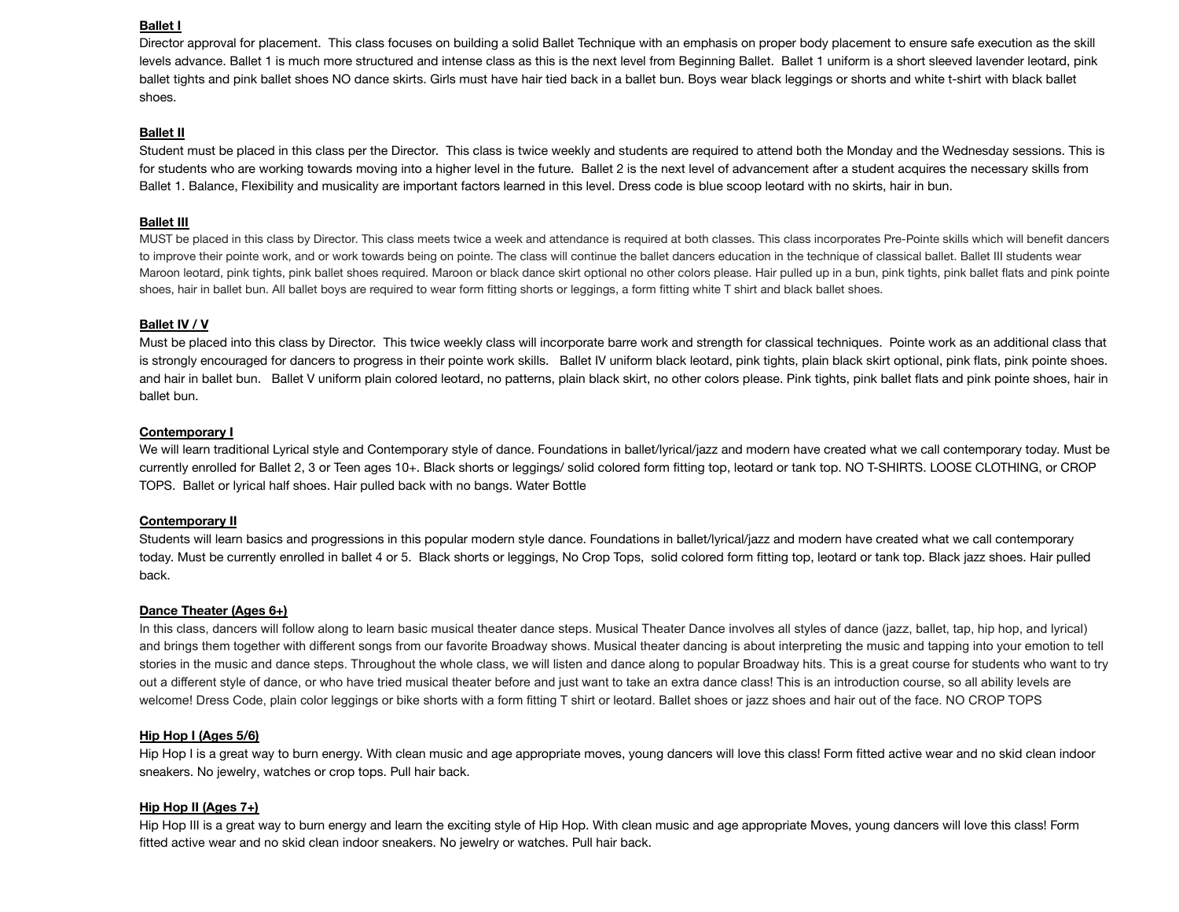**Ballet I**

Director approval for placement.  This class focuses on building a solid Ballet Technique with an emphasis on proper body placement to ensure safe execution as the skill levels advance. Ballet 1 is much more structured and intense class as this is the next level from Beginning Ballet.  Ballet 1 uniform is a short sleeved lavender leotard, pink ballet tights and pink ballet shoes NO dance skirts. Girls must have hair tied back in a ballet bun. Boys wear black leggings or shorts and white t-shirt with black ballet shoes.

**Ballet II**

Student must be placed in this class per the Director.  This class is twice weekly and students are required to attend both the Monday and the Wednesday sessions. This is for students who are working towards moving into a higher level in the future.  Ballet 2 is the next level of advancement after a student acquires the necessary skills from Ballet 1. Balance, Flexibility and musicality are important factors learned in this level. Dress code is blue scoop leotard with no skirts, hair in bun.

**Ballet III**

MUST be placed in this class by Director. This class meets twice a week and attendance is required at both classes. This class incorporates Pre-Pointe skills which will benefit dancers to improve their pointe work, and or work towards being on pointe. The class will continue the ballet dancers education in the technique of classical ballet. Ballet III students wear Maroon leotard, pink tights, pink ballet shoes required. Maroon or black dance skirt optional no other colors please. Hair pulled up in a bun, pink tights, pink ballet flats and pink pointe shoes, hair in ballet bun. All ballet boys are required to wear form fitting shorts or leggings, a form fitting white T shirt and black ballet shoes.

**Ballet IV / V**

Must be placed into this class by Director.  This twice weekly class will incorporate barre work and strength for classical techniques.  Pointe work as an additional class that is strongly encouraged for dancers to progress in their pointe work skills.   Ballet IV uniform black leotard, pink tights, plain black skirt optional, pink flats, pink pointe shoes. and hair in ballet bun.   Ballet V uniform plain colored leotard, no patterns, plain black skirt, no other colors please. Pink tights, pink ballet flats and pink pointe shoes, hair in ballet bun.

**Contemporary I**

We will learn traditional Lyrical style and Contemporary style of dance. Foundations in ballet/lyrical/jazz and modern have created what we call contemporary today. Must be currently enrolled for Ballet 2, 3 or Teen ages 10+. Black shorts or leggings/ solid colored form fitting top, leotard or tank top. NO T-SHIRTS. LOOSE CLOTHING, or CROP TOPS.  Ballet or lyrical half shoes. Hair pulled back with no bangs. Water Bottle

**Contemporary II**

Students will learn basics and progressions in this popular modern style dance. Foundations in ballet/lyrical/jazz and modern have created what we call contemporary today. Must be currently enrolled in ballet 4 or 5.  Black shorts or leggings, No Crop Tops,  solid colored form fitting top, leotard or tank top. Black jazz shoes. Hair pulled back.

**Dance Theater (Ages 6+)**

In this class, dancers will follow along to learn basic musical theater dance steps. Musical Theater Dance involves all styles of dance (jazz, ballet, tap, hip hop, and lyrical) and brings them together with different songs from our favorite Broadway shows. Musical theater dancing is about interpreting the music and tapping into your emotion to tell stories in the music and dance steps. Throughout the whole class, we will listen and dance along to popular Broadway hits. This is a great course for students who want to try out a different style of dance, or who have tried musical theater before and just want to take an extra dance class! This is an introduction course, so all ability levels are welcome! Dress Code, plain color leggings or bike shorts with a form fitting T shirt or leotard. Ballet shoes or jazz shoes and hair out of the face. NO CROP TOPS

**Hip Hop I (Ages 5/6)**

Hip Hop I is a great way to burn energy. With clean music and age appropriate moves, young dancers will love this class! Form fitted active wear and no skid clean indoor sneakers. No jewelry, watches or crop tops. Pull hair back.

**Hip Hop II (Ages 7+)**

Hip Hop III is a great way to burn energy and learn the exciting style of Hip Hop. With clean music and age appropriate Moves, young dancers will love this class! Form fitted active wear and no skid clean indoor sneakers. No jewelry or watches. Pull hair back.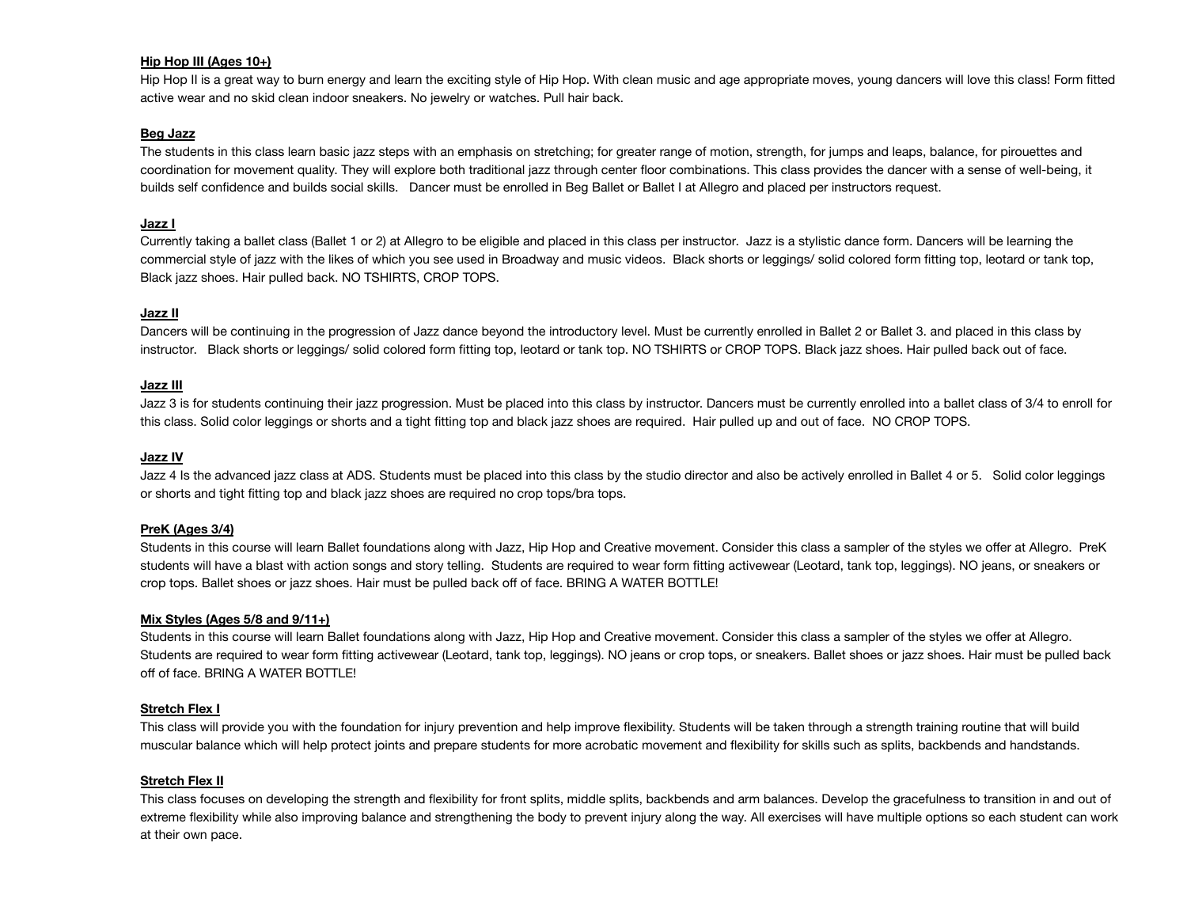**Hip Hop III (Ages 10+)**

Hip Hop II is a great way to burn energy and learn the exciting style of Hip Hop. With clean music and age appropriate moves, young dancers will love this class! Form fitted active wear and no skid clean indoor sneakers. No jewelry or watches. Pull hair back.

**Beg Jazz**

The students in this class learn basic jazz steps with an emphasis on stretching; for greater range of motion, strength, for jumps and leaps, balance, for pirouettes and coordination for movement quality. They will explore both traditional jazz through center floor combinations. This class provides the dancer with a sense of well-being, it builds self confidence and builds social skills. Dancer must be enrolled in Beg Ballet or Ballet I at Allegro and placed per instructors request.

**Jazz I**

Currently taking a ballet class (Ballet 1 or 2) at Allegro to be eligible and placed in this class per instructor. Jazz is a stylistic dance form. Dancers will be learning the commercial style of jazz with the likes of which you see used in Broadway and music videos. Black shorts or leggings/ solid colored form fitting top, leotard or tank top, Black jazz shoes. Hair pulled back. NO TSHIRTS, CROP TOPS.

**Jazz II**

Dancers will be continuing in the progression of Jazz dance beyond the introductory level. Must be currently enrolled in Ballet 2 or Ballet 3. and placed in this class by instructor. Black shorts or leggings/ solid colored form fitting top, leotard or tank top. NO TSHIRTS or CROP TOPS. Black jazz shoes. Hair pulled back out of face.

**Jazz III**

Jazz 3 is for students continuing their jazz progression. Must be placed into this class by instructor. Dancers must be currently enrolled into a ballet class of 3/4 to enroll for this class. Solid color leggings or shorts and a tight fitting top and black jazz shoes are required. Hair pulled up and out of face. NO CROP TOPS.

**Jazz IV**

Jazz 4 Is the advanced jazz class at ADS. Students must be placed into this class by the studio director and also be actively enrolled in Ballet 4 or 5. Solid color leggings or shorts and tight fitting top and black jazz shoes are required no crop tops/bra tops.

**PreK (Ages 3/4)**

Students in this course will learn Ballet foundations along with Jazz, Hip Hop and Creative movement. Consider this class a sampler of the styles we offer at Allegro. PreK students will have a blast with action songs and story telling. Students are required to wear form fitting activewear (Leotard, tank top, leggings). NO jeans, or sneakers or crop tops. Ballet shoes or jazz shoes. Hair must be pulled back off of face. BRING A WATER BOTTLE!

**Mix Styles (Ages 5/8 and 9/11+)**

Students in this course will learn Ballet foundations along with Jazz, Hip Hop and Creative movement. Consider this class a sampler of the styles we offer at Allegro. Students are required to wear form fitting activewear (Leotard, tank top, leggings). NO jeans or crop tops, or sneakers. Ballet shoes or jazz shoes. Hair must be pulled back off of face. BRING A WATER BOTTLE!

**Stretch Flex I**

This class will provide you with the foundation for injury prevention and help improve flexibility. Students will be taken through a strength training routine that will build muscular balance which will help protect joints and prepare students for more acrobatic movement and flexibility for skills such as splits, backbends and handstands.

**Stretch Flex II**

This class focuses on developing the strength and flexibility for front splits, middle splits, backbends and arm balances. Develop the gracefulness to transition in and out of extreme flexibility while also improving balance and strengthening the body to prevent injury along the way. All exercises will have multiple options so each student can work at their own pace.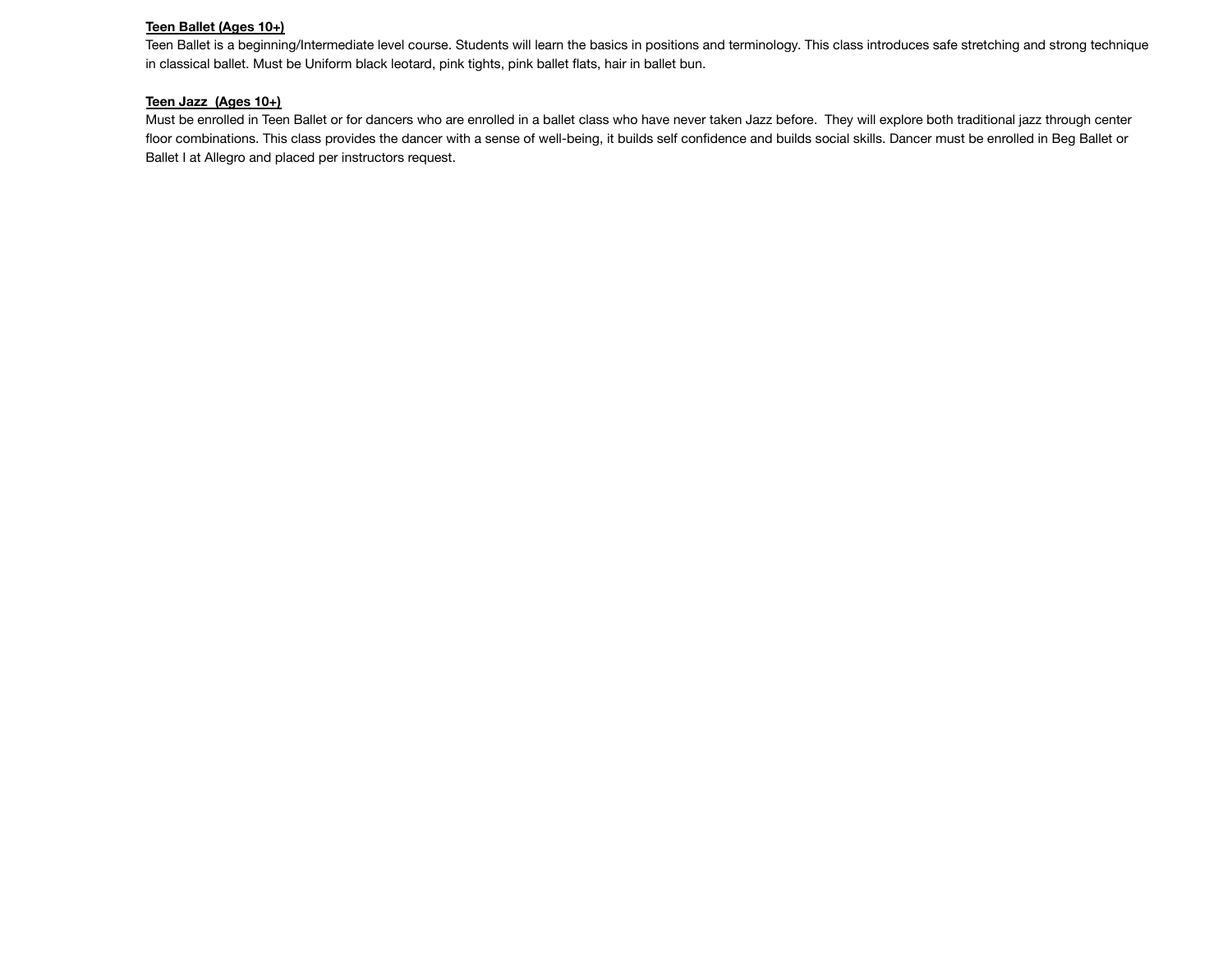**Teen Ballet (Ages 10+)**

Teen Ballet is a beginning/Intermediate level course. Students will learn the basics in positions and terminology. This class introduces safe stretching and strong technique in classical ballet. Must be Uniform black leotard, pink tights, pink ballet flats, hair in ballet bun.

**Teen Jazz (Ages 10+)**

Must be enrolled in Teen Ballet or for dancers who are enrolled in a ballet class who have never taken Jazz before. They will explore both traditional jazz through center floor combinations. This class provides the dancer with a sense of well-being, it builds self confidence and builds social skills. Dancer must be enrolled in Beg Ballet or Ballet I at Allegro and placed per instructors request.